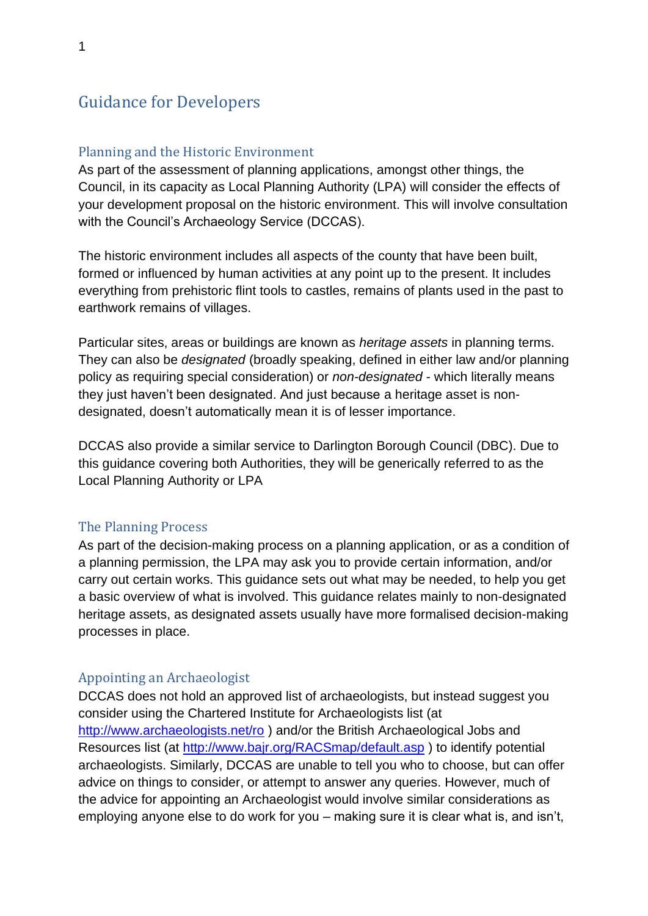# Guidance for Developers

## Planning and the Historic Environment

As part of the assessment of planning applications, amongst other things, the Council, in its capacity as Local Planning Authority (LPA) will consider the effects of your development proposal on the historic environment. This will involve consultation with the Council's Archaeology Service (DCCAS).

The historic environment includes all aspects of the county that have been built, formed or influenced by human activities at any point up to the present. It includes everything from prehistoric flint tools to castles, remains of plants used in the past to earthwork remains of villages.

Particular sites, areas or buildings are known as *heritage assets* in planning terms. They can also be *designated* (broadly speaking, defined in either law and/or planning policy as requiring special consideration) or *non-designated* - which literally means they just haven't been designated. And just because a heritage asset is non-designated, doesn't automatically mean it is of lesser importance.

DCCAS also provide a similar service to Darlington Borough Council (DBC). Due to this guidance covering both Authorities, they will be generically referred to as the Local Planning Authority or LPA

## The Planning Process

As part of the decision-making process on a planning application, or as a condition of a planning permission, the LPA may ask you to provide certain information, and/or carry out certain works. This guidance sets out what may be needed, to help you get a basic overview of what is involved. This guidance relates mainly to non-designated heritage assets, as designated assets usually have more formalised decision-making processes in place.

## Appointing an Archaeologist

DCCAS does not hold an approved list of archaeologists, but instead suggest you consider using the Chartered Institute for Archaeologists list (at [http://www.archaeologists.net/ro](http://www.archaeologists.net/ro) ) and/or the British Archaeological Jobs and Resources list (at [http://www.bajr.org/RACSmap/default.asp](http://www.bajr.org/RACSmap/default.asp) ) to identify potential archaeologists. Similarly, DCCAS are unable to tell you who to choose, but can offer advice on things to consider, or attempt to answer any queries. However, much of the advice for appointing an Archaeologist would involve similar considerations as employing anyone else to do work for you – making sure it is clear what is, and isn't,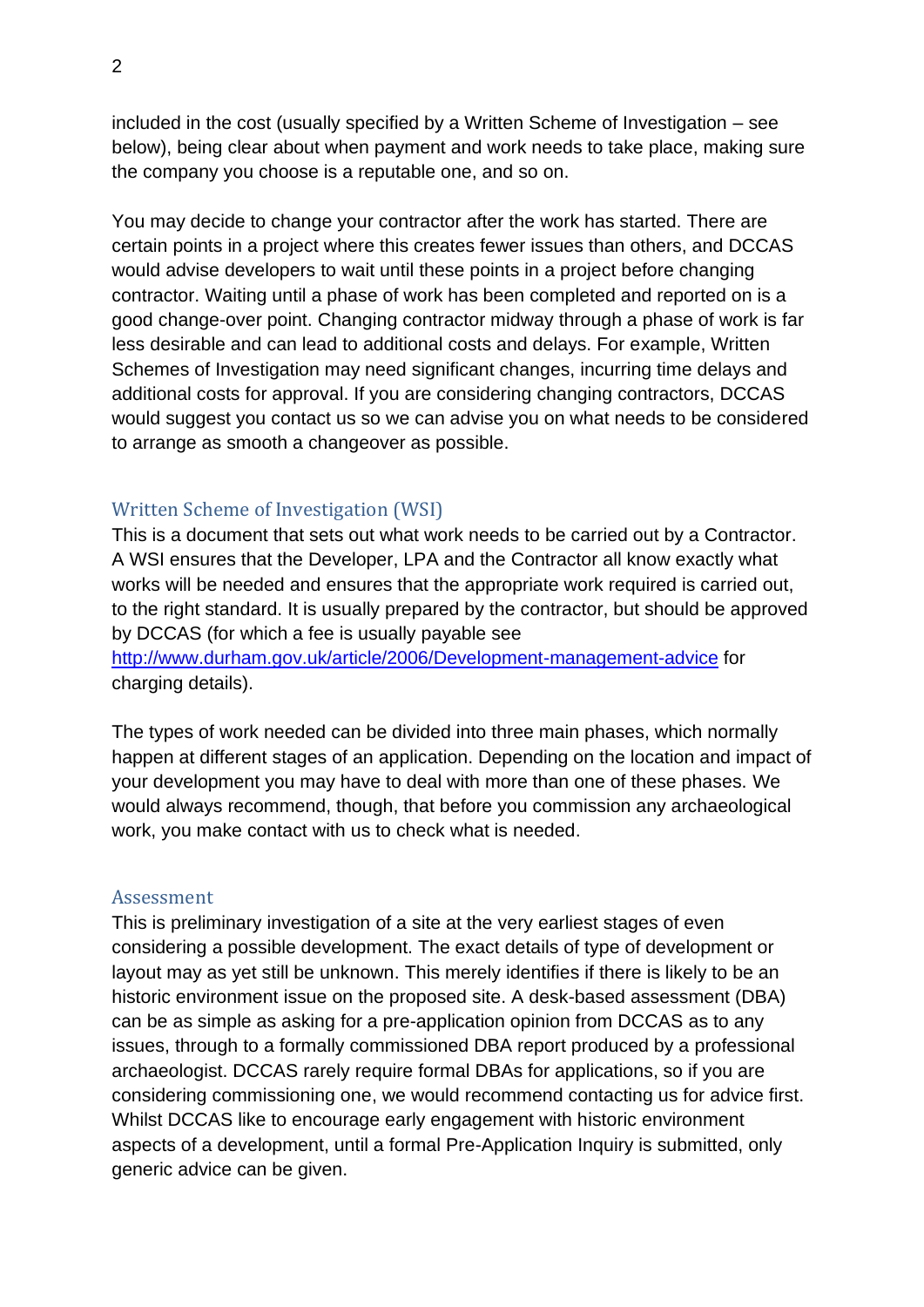included in the cost (usually specified by a Written Scheme of Investigation – see below), being clear about when payment and work needs to take place, making sure the company you choose is a reputable one, and so on.

You may decide to change your contractor after the work has started. There are certain points in a project where this creates fewer issues than others, and DCCAS would advise developers to wait until these points in a project before changing contractor. Waiting until a phase of work has been completed and reported on is a good change-over point. Changing contractor midway through a phase of work is far less desirable and can lead to additional costs and delays. For example, Written Schemes of Investigation may need significant changes, incurring time delays and additional costs for approval. If you are considering changing contractors, DCCAS would suggest you contact us so we can advise you on what needs to be considered to arrange as smooth a changeover as possible.

## Written Scheme of Investigation (WSI)

This is a document that sets out what work needs to be carried out by a Contractor. A WSI ensures that the Developer, LPA and the Contractor all know exactly what works will be needed and ensures that the appropriate work required is carried out, to the right standard. It is usually prepared by the contractor, but should be approved by DCCAS (for which a fee is usually payable see [http://www.durham.gov.uk/article/2006/Development-management-advice](http://www.durham.gov.uk/article/2006/Development-management-advice) for charging details).

The types of work needed can be divided into three main phases, which normally happen at different stages of an application. Depending on the location and impact of your development you may have to deal with more than one of these phases. We would always recommend, though, that before you commission any archaeological work, you make contact with us to check what is needed.

## Assessment

This is preliminary investigation of a site at the very earliest stages of even considering a possible development. The exact details of type of development or layout may as yet still be unknown. This merely identifies if there is likely to be an historic environment issue on the proposed site. A desk-based assessment (DBA) can be as simple as asking for a pre-application opinion from DCCAS as to any issues, through to a formally commissioned DBA report produced by a professional archaeologist. DCCAS rarely require formal DBAs for applications, so if you are considering commissioning one, we would recommend contacting us for advice first. Whilst DCCAS like to encourage early engagement with historic environment aspects of a development, until a formal Pre-Application Inquiry is submitted, only generic advice can be given.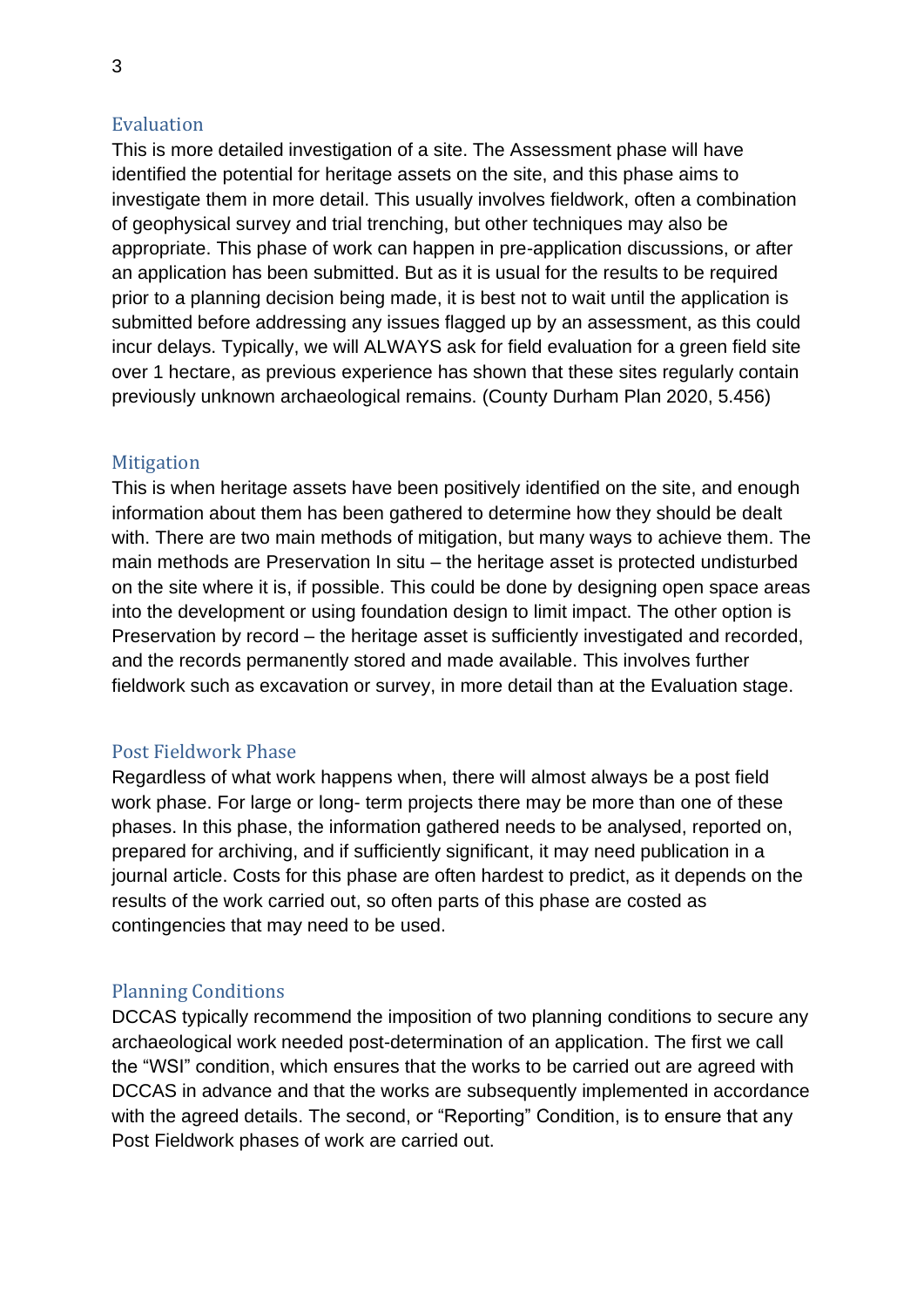## Evaluation

This is more detailed investigation of a site. The Assessment phase will have identified the potential for heritage assets on the site, and this phase aims to investigate them in more detail. This usually involves fieldwork, often a combination of geophysical survey and trial trenching, but other techniques may also be appropriate. This phase of work can happen in pre-application discussions, or after an application has been submitted. But as it is usual for the results to be required prior to a planning decision being made, it is best not to wait until the application is submitted before addressing any issues flagged up by an assessment, as this could incur delays. Typically, we will ALWAYS ask for field evaluation for a green field site over 1 hectare, as previous experience has shown that these sites regularly contain previously unknown archaeological remains. (County Durham Plan 2020, 5.456)

## Mitigation

This is when heritage assets have been positively identified on the site, and enough information about them has been gathered to determine how they should be dealt with. There are two main methods of mitigation, but many ways to achieve them. The main methods are Preservation In situ – the heritage asset is protected undisturbed on the site where it is, if possible. This could be done by designing open space areas into the development or using foundation design to limit impact. The other option is Preservation by record – the heritage asset is sufficiently investigated and recorded, and the records permanently stored and made available. This involves further fieldwork such as excavation or survey, in more detail than at the Evaluation stage.

## Post Fieldwork Phase

Regardless of what work happens when, there will almost always be a post field work phase. For large or long- term projects there may be more than one of these phases. In this phase, the information gathered needs to be analysed, reported on, prepared for archiving, and if sufficiently significant, it may need publication in a journal article. Costs for this phase are often hardest to predict, as it depends on the results of the work carried out, so often parts of this phase are costed as contingencies that may need to be used.

## Planning Conditions

DCCAS typically recommend the imposition of two planning conditions to secure any archaeological work needed post-determination of an application. The first we call the "WSI" condition, which ensures that the works to be carried out are agreed with DCCAS in advance and that the works are subsequently implemented in accordance with the agreed details. The second, or "Reporting" Condition, is to ensure that any Post Fieldwork phases of work are carried out.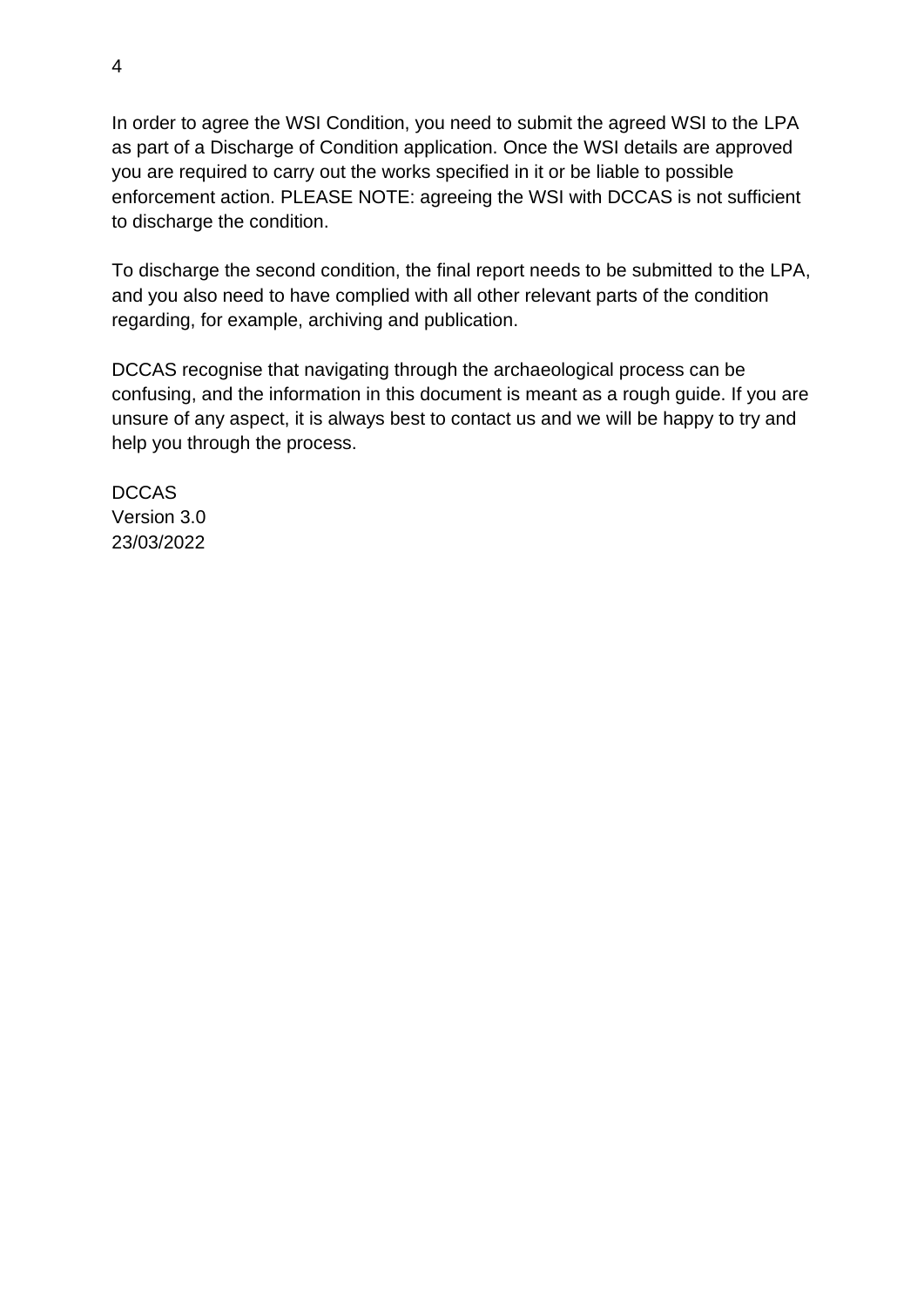In order to agree the WSI Condition, you need to submit the agreed WSI to the LPA as part of a Discharge of Condition application. Once the WSI details are approved you are required to carry out the works specified in it or be liable to possible enforcement action. PLEASE NOTE: agreeing the WSI with DCCAS is not sufficient to discharge the condition.

To discharge the second condition, the final report needs to be submitted to the LPA, and you also need to have complied with all other relevant parts of the condition regarding, for example, archiving and publication.

DCCAS recognise that navigating through the archaeological process can be confusing, and the information in this document is meant as a rough guide. If you are unsure of any aspect, it is always best to contact us and we will be happy to try and help you through the process.

DCCAS  
Version 3.0  
23/03/2022